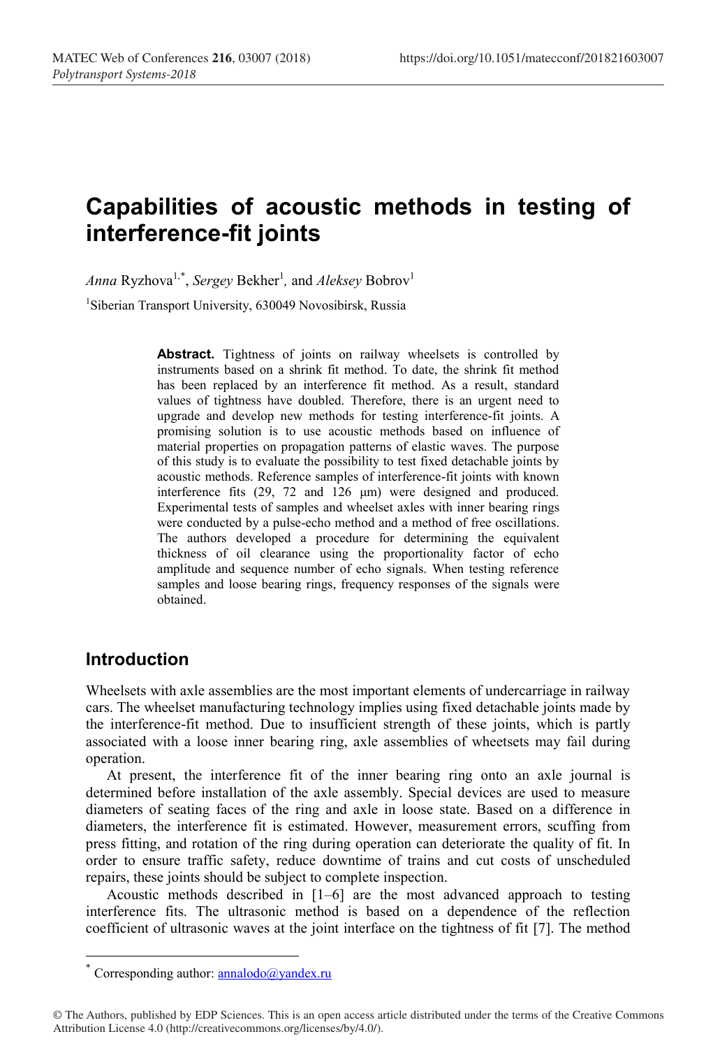# Capabilities of acoustic methods in testing of interference-fit joints

*Anna* Ryzhova[1,*], *Sergey* Bekher[1], and *Aleksey* Bobrov[1]

[1]Siberian Transport University, 630049 Novosibirsk, Russia

**Abstract.** Tightness of joints on railway wheelsets is controlled by instruments based on a shrink fit method. To date, the shrink fit method has been replaced by an interference fit method. As a result, standard values of tightness have doubled. Therefore, there is an urgent need to upgrade and develop new methods for testing interference-fit joints. A promising solution is to use acoustic methods based on influence of material properties on propagation patterns of elastic waves. The purpose of this study is to evaluate the possibility to test fixed detachable joints by acoustic methods. Reference samples of interference-fit joints with known interference fits (29, 72 and 126 μm) were designed and produced. Experimental tests of samples and wheelset axles with inner bearing rings were conducted by a pulse-echo method and a method of free oscillations. The authors developed a procedure for determining the equivalent thickness of oil clearance using the proportionality factor of echo amplitude and sequence number of echo signals. When testing reference samples and loose bearing rings, frequency responses of the signals were obtained.

## Introduction

Wheelsets with axle assemblies are the most important elements of undercarriage in railway cars. The wheelset manufacturing technology implies using fixed detachable joints made by the interference-fit method. Due to insufficient strength of these joints, which is partly associated with a loose inner bearing ring, axle assemblies of wheetsets may fail during operation.

At present, the interference fit of the inner bearing ring onto an axle journal is determined before installation of the axle assembly. Special devices are used to measure diameters of seating faces of the ring and axle in loose state. Based on a difference in diameters, the interference fit is estimated. However, measurement errors, scuffing from press fitting, and rotation of the ring during operation can deteriorate the quality of fit. In order to ensure traffic safety, reduce downtime of trains and cut costs of unscheduled repairs, these joints should be subject to complete inspection.

Acoustic methods described in [1–6] are the most advanced approach to testing interference fits. The ultrasonic method is based on a dependence of the reflection coefficient of ultrasonic waves at the joint interface on the tightness of fit [7]. The method

* Corresponding author: annalodo@yandex.ru

© The Authors, published by EDP Sciences. This is an open access article distributed under the terms of the Creative Commons Attribution License 4.0 (http://creativecommons.org/licenses/by/4.0/).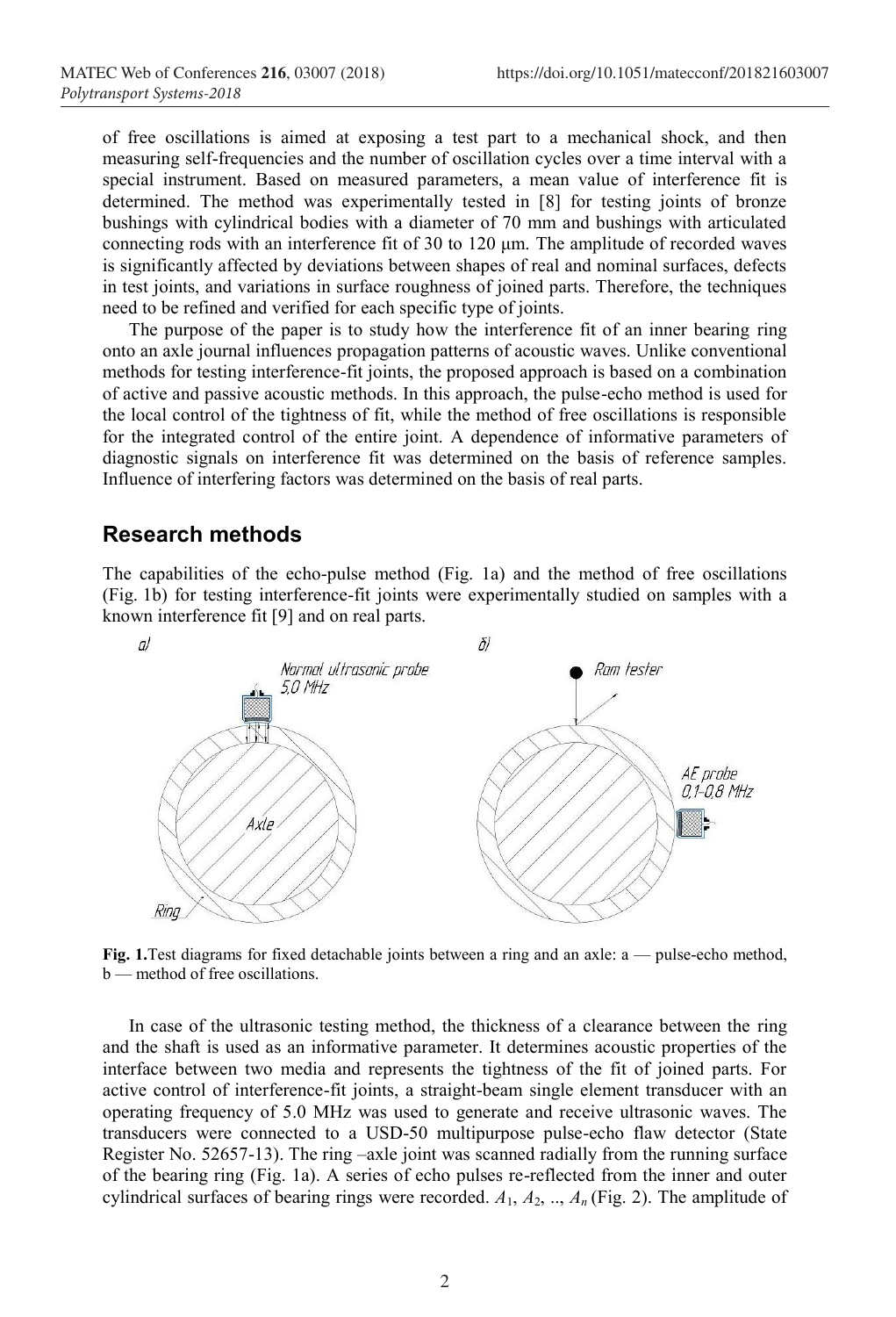of free oscillations is aimed at exposing a test part to a mechanical shock, and then measuring self-frequencies and the number of oscillation cycles over a time interval with a special instrument. Based on measured parameters, a mean value of interference fit is determined. The method was experimentally tested in [8] for testing joints of bronze bushings with cylindrical bodies with a diameter of 70 mm and bushings with articulated connecting rods with an interference fit of 30 to 120 μm. The amplitude of recorded waves is significantly affected by deviations between shapes of real and nominal surfaces, defects in test joints, and variations in surface roughness of joined parts. Therefore, the techniques need to be refined and verified for each specific type of joints.

The purpose of the paper is to study how the interference fit of an inner bearing ring onto an axle journal influences propagation patterns of acoustic waves. Unlike conventional methods for testing interference-fit joints, the proposed approach is based on a combination of active and passive acoustic methods. In this approach, the pulse-echo method is used for the local control of the tightness of fit, while the method of free oscillations is responsible for the integrated control of the entire joint. A dependence of informative parameters of diagnostic signals on interference fit was determined on the basis of reference samples. Influence of interfering factors was determined on the basis of real parts.

## Research methods

The capabilities of the echo-pulse method (Fig. 1a) and the method of free oscillations (Fig. 1b) for testing interference-fit joints were experimentally studied on samples with a known interference fit [9] and on real parts.

**Fig. 1.** Test diagrams for fixed detachable joints between a ring and an axle: a — pulse-echo method, b — method of free oscillations.

In case of the ultrasonic testing method, the thickness of a clearance between the ring and the shaft is used as an informative parameter. It determines acoustic properties of the interface between two media and represents the tightness of the fit of joined parts. For active control of interference-fit joints, a straight-beam single element transducer with an operating frequency of 5.0 MHz was used to generate and receive ultrasonic waves. The transducers were connected to a USD-50 multipurpose pulse-echo flaw detector (State Register No. 52657-13). The ring –axle joint was scanned radially from the running surface of the bearing ring (Fig. 1a). A series of echo pulses re-reflected from the inner and outer cylindrical surfaces of bearing rings were recorded. $A_1$, $A_2$, .., $A_n$ (Fig. 2). The amplitude of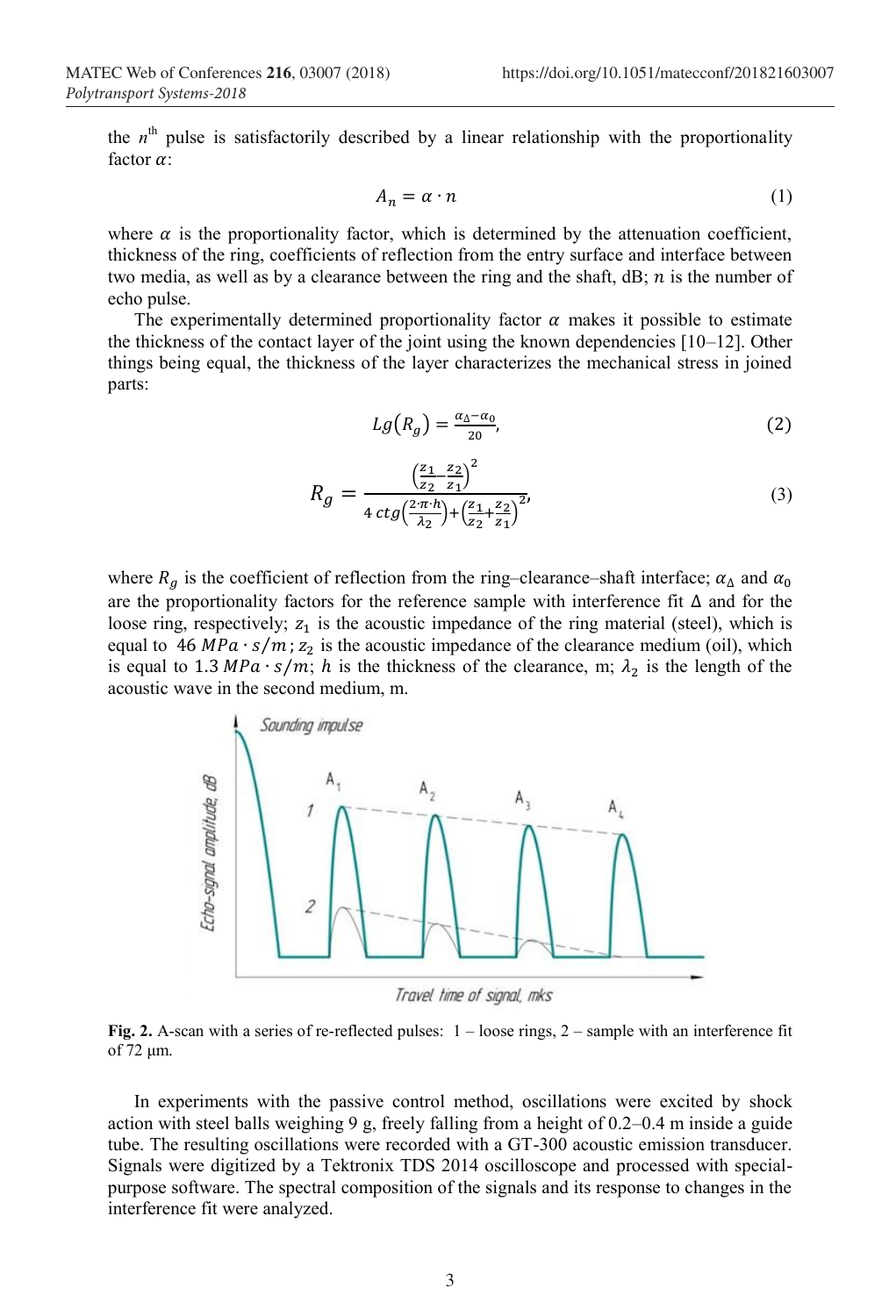the $n^{th}$ pulse is satisfactorily described by a linear relationship with the proportionality factor $\alpha$:

$$A_n = \alpha \cdot n \tag{1}$$

where $\alpha$ is the proportionality factor, which is determined by the attenuation coefficient, thickness of the ring, coefficients of reflection from the entry surface and interface between two media, as well as by a clearance between the ring and the shaft, dB; $n$ is the number of echo pulse.

The experimentally determined proportionality factor $\alpha$ makes it possible to estimate the thickness of the contact layer of the joint using the known dependencies [10–12]. Other things being equal, the thickness of the layer characterizes the mechanical stress in joined parts:

$$Lg(R_g) = \frac{\alpha_\Delta - \alpha_0}{20}, \tag{2}$$

$$R_g = \frac{\left(\frac{z_1}{z_2} - \frac{z_2}{z_1}\right)^2}{4\,ctg\left(\frac{2 \cdot \pi \cdot h}{\lambda_2}\right) + \left(\frac{z_1}{z_2} + \frac{z_2}{z_1}\right)^2}, \tag{3}$$

where $R_g$ is the coefficient of reflection from the ring–clearance–shaft interface; $\alpha_\Delta$ and $\alpha_0$ are the proportionality factors for the reference sample with interference fit $\Delta$ and for the loose ring, respectively; $z_1$ is the acoustic impedance of the ring material (steel), which is equal to $46\ MPa \cdot s/m$; $z_2$ is the acoustic impedance of the clearance medium (oil), which is equal to $1.3\ MPa \cdot s/m$; $h$ is the thickness of the clearance, m; $\lambda_2$ is the length of the acoustic wave in the second medium, m.

**Fig. 2.** A-scan with a series of re-reflected pulses: 1 – loose rings, 2 – sample with an interference fit of 72 µm.

In experiments with the passive control method, oscillations were excited by shock action with steel balls weighing 9 g, freely falling from a height of 0.2–0.4 m inside a guide tube. The resulting oscillations were recorded with a GT-300 acoustic emission transducer. Signals were digitized by a Tektronix TDS 2014 oscilloscope and processed with special-purpose software. The spectral composition of the signals and its response to changes in the interference fit were analyzed.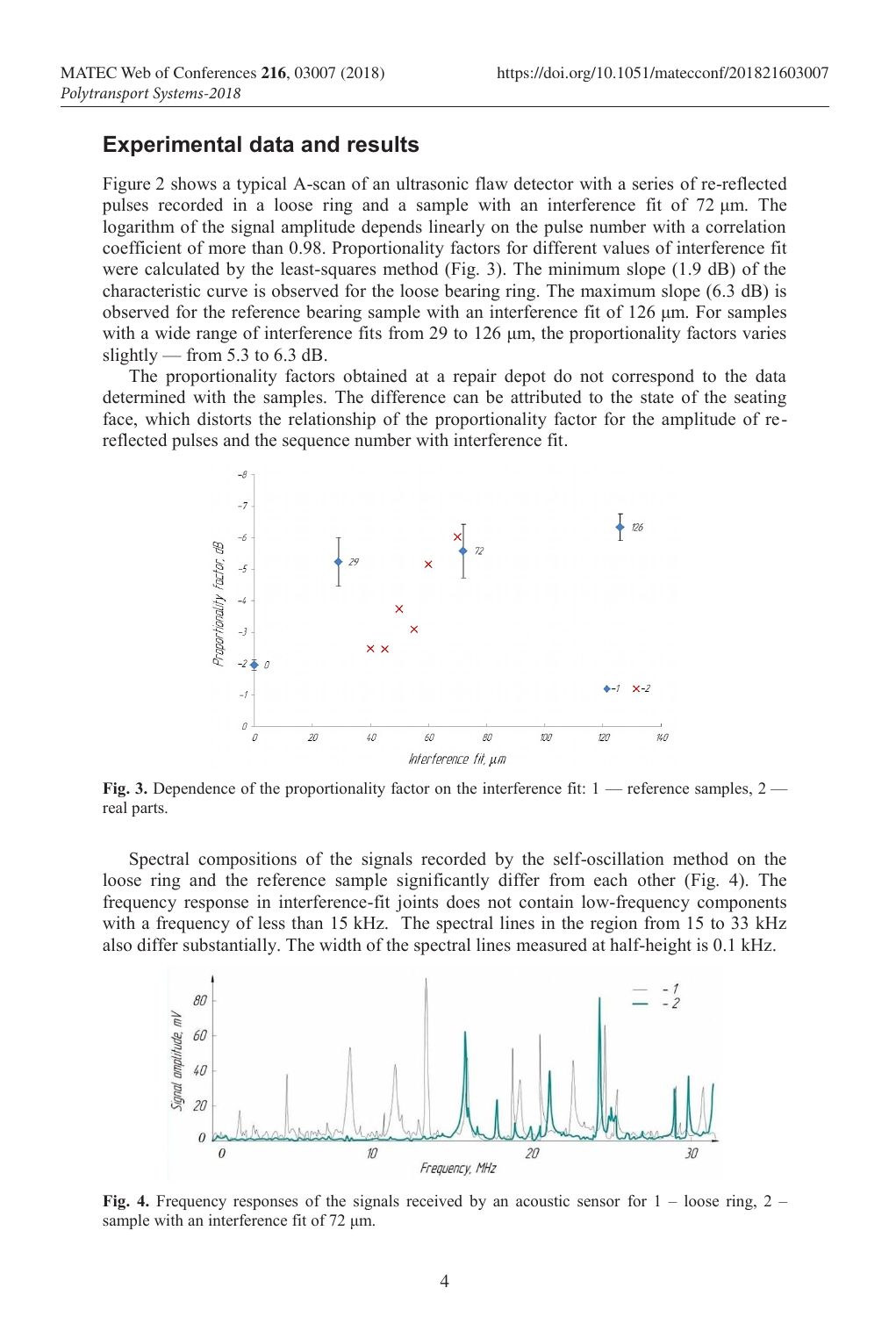## Experimental data and results

Figure 2 shows a typical A-scan of an ultrasonic flaw detector with a series of re-reflected pulses recorded in a loose ring and a sample with an interference fit of 72 μm. The logarithm of the signal amplitude depends linearly on the pulse number with a correlation coefficient of more than 0.98. Proportionality factors for different values of interference fit were calculated by the least-squares method (Fig. 3). The minimum slope (1.9 dB) of the characteristic curve is observed for the loose bearing ring. The maximum slope (6.3 dB) is observed for the reference bearing sample with an interference fit of 126 μm. For samples with a wide range of interference fits from 29 to 126 μm, the proportionality factors varies slightly — from 5.3 to 6.3 dB.

The proportionality factors obtained at a repair depot do not correspond to the data determined with the samples. The difference can be attributed to the state of the seating face, which distorts the relationship of the proportionality factor for the amplitude of re-reflected pulses and the sequence number with interference fit.

**Fig. 3.** Dependence of the proportionality factor on the interference fit: 1 — reference samples, 2 — real parts.

Spectral compositions of the signals recorded by the self-oscillation method on the loose ring and the reference sample significantly differ from each other (Fig. 4). The frequency response in interference-fit joints does not contain low-frequency components with a frequency of less than 15 kHz. The spectral lines in the region from 15 to 33 kHz also differ substantially. The width of the spectral lines measured at half-height is 0.1 kHz.

**Fig. 4.** Frequency responses of the signals received by an acoustic sensor for 1 – loose ring, 2 – sample with an interference fit of 72 μm.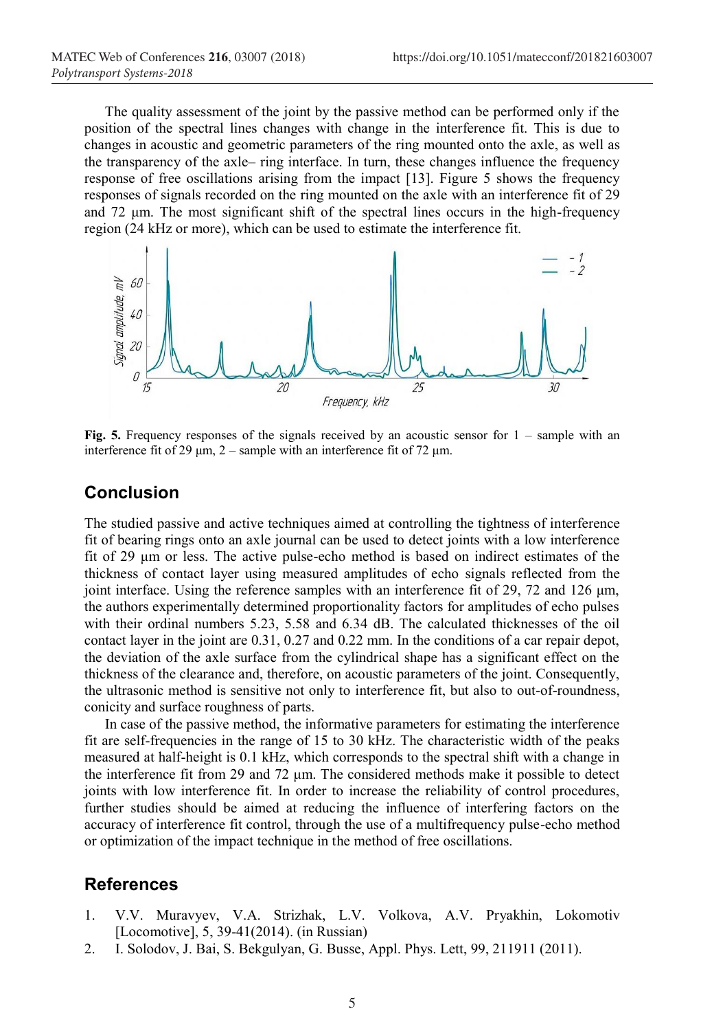The quality assessment of the joint by the passive method can be performed only if the position of the spectral lines changes with change in the interference fit. This is due to changes in acoustic and geometric parameters of the ring mounted onto the axle, as well as the transparency of the axle– ring interface. In turn, these changes influence the frequency response of free oscillations arising from the impact [13]. Figure 5 shows the frequency responses of signals recorded on the ring mounted on the axle with an interference fit of 29 and 72 µm. The most significant shift of the spectral lines occurs in the high-frequency region (24 kHz or more), which can be used to estimate the interference fit.

**Fig. 5.** Frequency responses of the signals received by an acoustic sensor for 1 – sample with an interference fit of 29 µm, 2 – sample with an interference fit of 72 µm.

## Conclusion

The studied passive and active techniques aimed at controlling the tightness of interference fit of bearing rings onto an axle journal can be used to detect joints with a low interference fit of 29 µm or less. The active pulse-echo method is based on indirect estimates of the thickness of contact layer using measured amplitudes of echo signals reflected from the joint interface. Using the reference samples with an interference fit of 29, 72 and 126 µm, the authors experimentally determined proportionality factors for amplitudes of echo pulses with their ordinal numbers 5.23, 5.58 and 6.34 dB. The calculated thicknesses of the oil contact layer in the joint are 0.31, 0.27 and 0.22 mm. In the conditions of a car repair depot, the deviation of the axle surface from the cylindrical shape has a significant effect on the thickness of the clearance and, therefore, on acoustic parameters of the joint. Consequently, the ultrasonic method is sensitive not only to interference fit, but also to out-of-roundness, conicity and surface roughness of parts.

In case of the passive method, the informative parameters for estimating the interference fit are self-frequencies in the range of 15 to 30 kHz. The characteristic width of the peaks measured at half-height is 0.1 kHz, which corresponds to the spectral shift with a change in the interference fit from 29 and 72 µm. The considered methods make it possible to detect joints with low interference fit. In order to increase the reliability of control procedures, further studies should be aimed at reducing the influence of interfering factors on the accuracy of interference fit control, through the use of a multifrequency pulse-echo method or optimization of the impact technique in the method of free oscillations.

## References

1. V.V. Muravyev, V.A. Strizhak, L.V. Volkova, A.V. Pryakhin, Lokomotiv [Locomotive], 5, 39-41(2014). (in Russian)
2. I. Solodov, J. Bai, S. Bekgulyan, G. Busse, Appl. Phys. Lett, 99, 211911 (2011).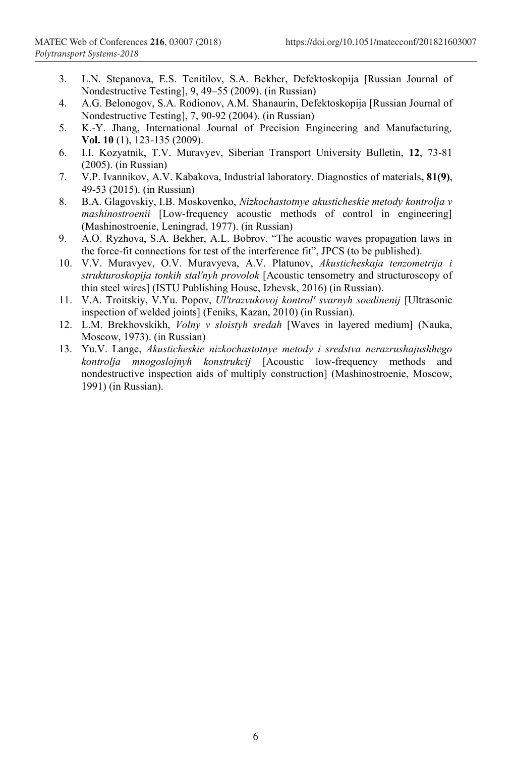3. L.N. Stepanova, E.S. Tenitilov, S.A. Bekher, Defektoskopija [Russian Journal of Nondestructive Testing], 9, 49–55 (2009). (in Russian)
4. A.G. Belonogov, S.A. Rodionov, A.M. Shanaurin, Defektoskopija [Russian Journal of Nondestructive Testing], 7, 90-92 (2004). (in Russian)
5. K.-Y. Jhang, International Journal of Precision Engineering and Manufacturing*,* **Vol. 10** (1), 123-135 (2009).
6. I.I. Kozyatnik, T.V. Muravyev, Siberian Transport University Bulletin, **12**, 73-81 (2005). (in Russian)
7. V.P. Ivannikov, A.V. Kabakova, Industrial laboratory. Diagnostics of materials**, 81(9)**, 49-53 (2015). (in Russian)
8. B.A. Glagovskiy, I.B. Moskovenko, *Nizkochastotnye akusticheskie metody kontrolja v mashinostroenii* [Low-frequency acoustic methods of control in engineering] (Mashinostroenie, Leningrad, 1977). (in Russian)
9. A.O. Ryzhova, S.A. Bekher, A.L. Bobrov, "The acoustic waves propagation laws in the force-fit connections for test of the interference fit", JPCS (to be published).
10. V.V. Muravyev, O.V. Muravyeva, A.V. Platunov, *Akusticheskaja tenzometrija i strukturoskopija tonkih stal'nyh provolok* [Acoustic tensometry and structuroscopy of thin steel wires] (ISTU Publishing House, Izhevsk, 2016) (in Russian).
11. V.A. Troitskiy, V.Yu. Popov, *Ul'trazvukovoj kontrol' svarnyh soedinenij* [Ultrasonic inspection of welded joints] (Feniks, Kazan, 2010) (in Russian).
12. L.M. Brekhovskikh, *Volny v sloistyh sredah* [Waves in layered medium] (Nauka, Moscow, 1973). (in Russian)
13. Yu.V. Lange, *Akusticheskie nizkochastotnye metody i sredstva nerazrushajushhego kontrolja mnogoslojnyh konstrukcij* [Acoustic low-frequency methods and nondestructive inspection aids of multiply construction] (Mashinostroenie, Moscow, 1991) (in Russian).